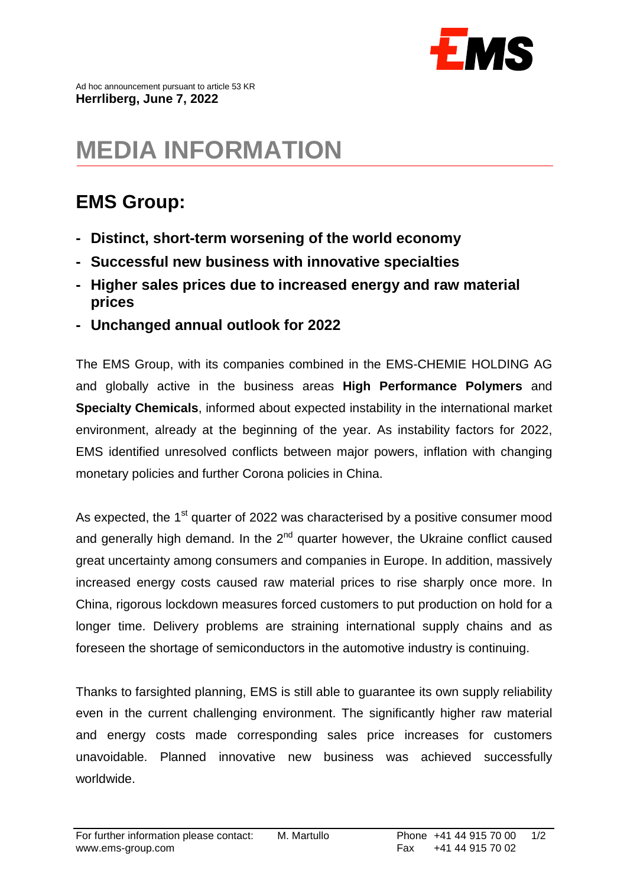Ad hoc announcement pursuant to article 53 KR
**Herrliberg, June 7, 2022**

# MEDIA INFORMATION

## EMS Group:

- **Distinct, short-term worsening of the world economy**
- **Successful new business with innovative specialties**
- **Higher sales prices due to increased energy and raw material prices**
- **Unchanged annual outlook for 2022**

The EMS Group, with its companies combined in the EMS-CHEMIE HOLDING AG and globally active in the business areas **High Performance Polymers** and **Specialty Chemicals**, informed about expected instability in the international market environment, already at the beginning of the year. As instability factors for 2022, EMS identified unresolved conflicts between major powers, inflation with changing monetary policies and further Corona policies in China.

As expected, the 1st quarter of 2022 was characterised by a positive consumer mood and generally high demand. In the 2nd quarter however, the Ukraine conflict caused great uncertainty among consumers and companies in Europe. In addition, massively increased energy costs caused raw material prices to rise sharply once more. In China, rigorous lockdown measures forced customers to put production on hold for a longer time. Delivery problems are straining international supply chains and as foreseen the shortage of semiconductors in the automotive industry is continuing.

Thanks to farsighted planning, EMS is still able to guarantee its own supply reliability even in the current challenging environment. The significantly higher raw material and energy costs made corresponding sales price increases for customers unavoidable. Planned innovative new business was achieved successfully worldwide.

For further information please contact: M. Martullo Phone +41 44 915 70 00
www.ems-group.com Fax +41 44 915 70 02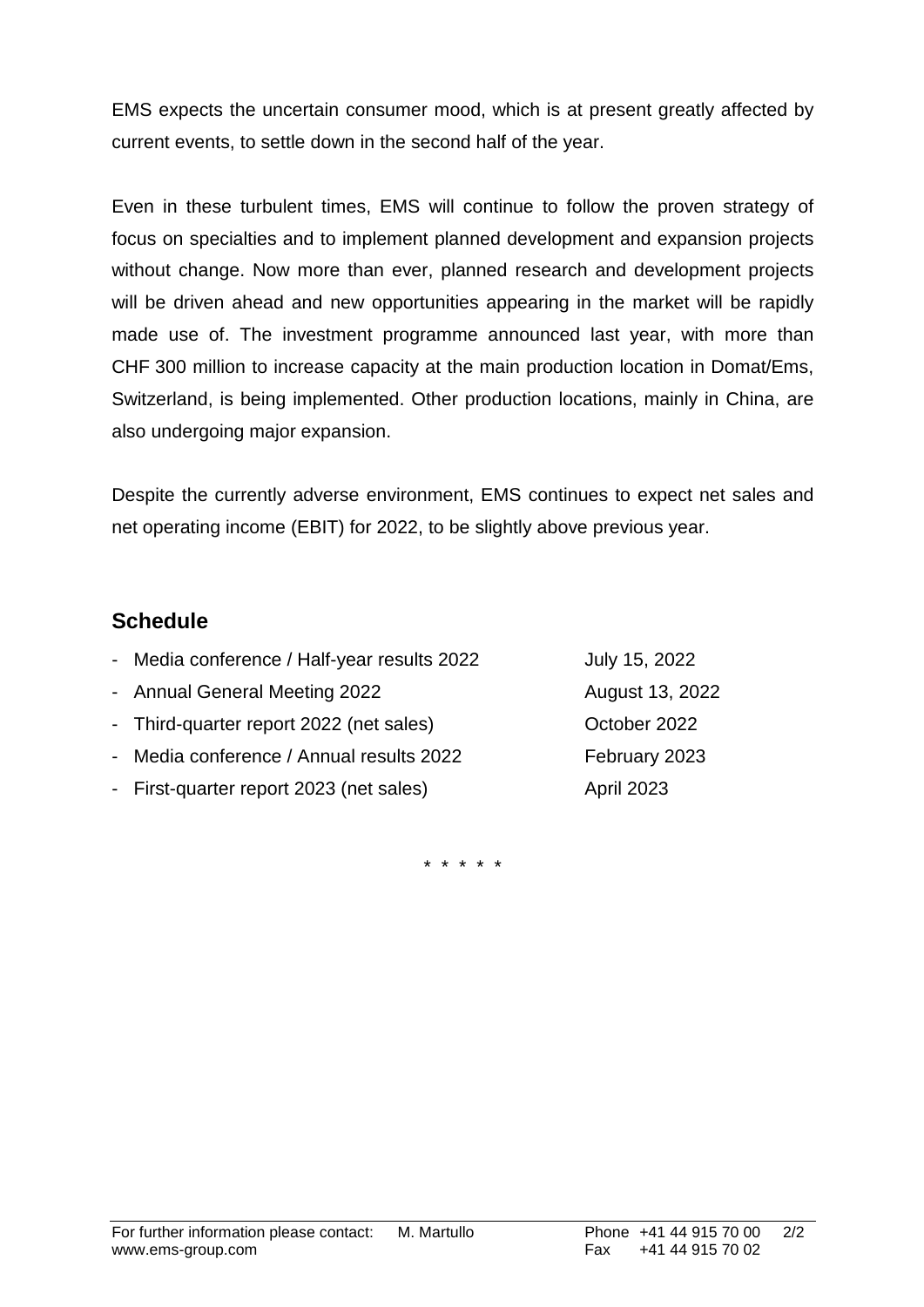EMS expects the uncertain consumer mood, which is at present greatly affected by current events, to settle down in the second half of the year.

Even in these turbulent times, EMS will continue to follow the proven strategy of focus on specialties and to implement planned development and expansion projects without change. Now more than ever, planned research and development projects will be driven ahead and new opportunities appearing in the market will be rapidly made use of. The investment programme announced last year, with more than CHF 300 million to increase capacity at the main production location in Domat/Ems, Switzerland, is being implemented. Other production locations, mainly in China, are also undergoing major expansion.

Despite the currently adverse environment, EMS continues to expect net sales and net operating income (EBIT) for 2022, to be slightly above previous year.

## Schedule

| | |
|---|---|
| - Media conference / Half-year results 2022 | July 15, 2022 |
| - Annual General Meeting 2022 | August 13, 2022 |
| - Third-quarter report 2022 (net sales) | October 2022 |
| - Media conference / Annual results 2022 | February 2023 |
| - First-quarter report 2023 (net sales) | April 2023 |

\* \* \* \* \*

For further information please contact: M. Martullo
www.ems-group.com
Phone +41 44 915 70 00
Fax +41 44 915 70 02